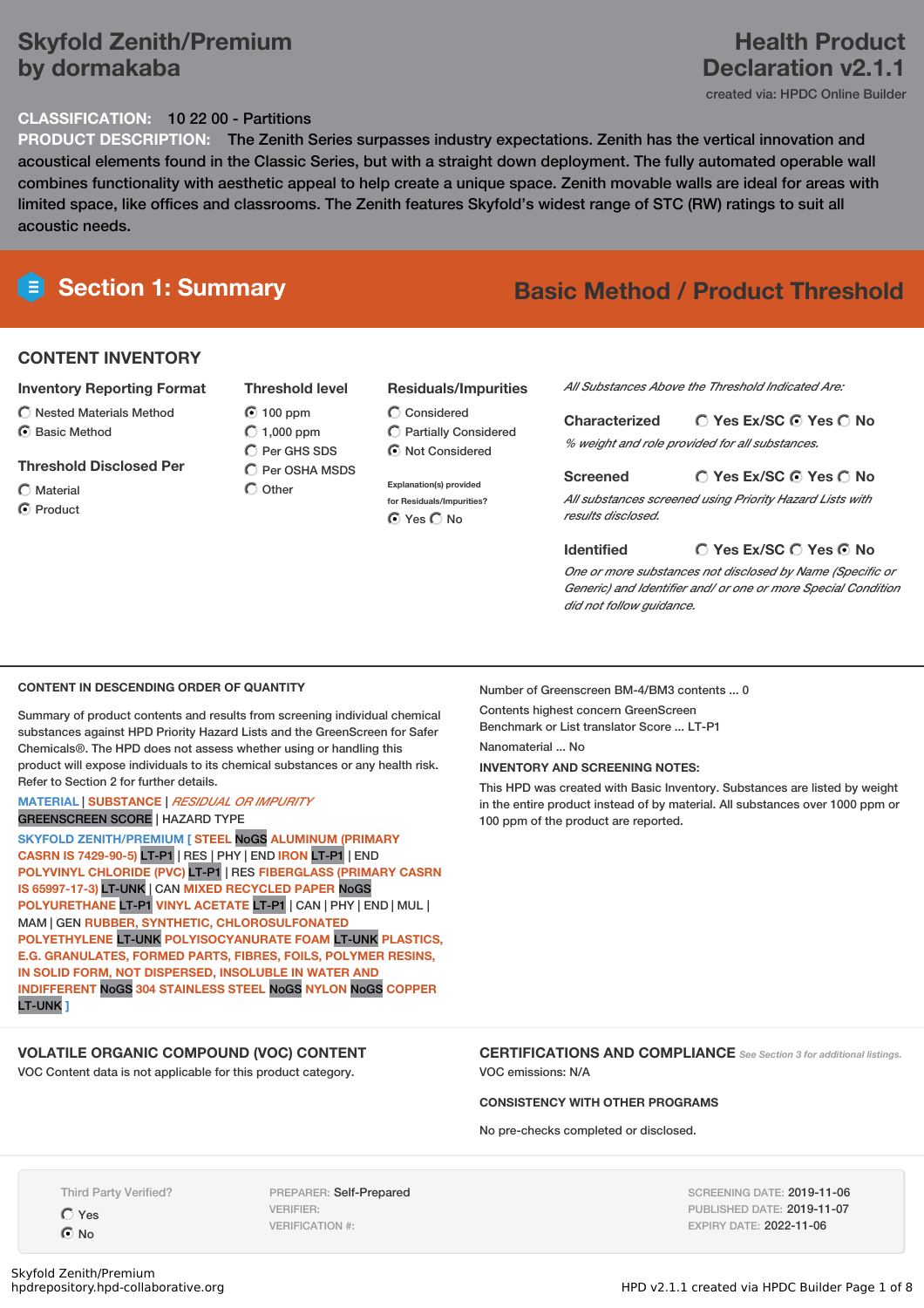# Skyfold Zenith/Premium by dormakaba

# Health Product Declaration v2.1.1

created via: HPDC Online Builder

**CLASSIFICATION:** 10 22 00 - Partitions

**PRODUCT DESCRIPTION:** The Zenith Series surpasses industry expectations. Zenith has the vertical innovation and acoustical elements found in the Classic Series, but with a straight down deployment. The fully automated operable wall combines functionality with aesthetic appeal to help create a unique space. Zenith movable walls are ideal for areas with limited space, like offices and classrooms. The Zenith features Skyfold's widest range of STC (RW) ratings to suit all acoustic needs.

## Section 1: Summary

**Basic Method / Product Threshold**

### CONTENT INVENTORY

**Inventory Reporting Format**

- ○ Nested Materials Method
- ● Basic Method

**Threshold Disclosed Per**

- ○ Material
- ● Product

**Threshold level**

- ● 100 ppm
- ○ 1,000 ppm
- ○ Per GHS SDS
- ○ Per OSHA MSDS
- ○ Other

**Residuals/Impurities**

- ○ Considered
- ○ Partially Considered
- ● Not Considered

Explanation(s) provided for Residuals/Impurities?

● Yes ○ No

*All Substances Above the Threshold Indicated Are:*

**Characterized** ○ Yes Ex/SC ● Yes ○ No

*% weight and role provided for all substances.*

**Screened** ○ Yes Ex/SC ● Yes ○ No

*All substances screened using Priority Hazard Lists with results disclosed.*

**Identified** ○ Yes Ex/SC ○ Yes ● No

*One or more substances not disclosed by Name (Specific or Generic) and Identifier and/ or one or more Special Condition did not follow guidance.*

### CONTENT IN DESCENDING ORDER OF QUANTITY

Summary of product contents and results from screening individual chemical substances against HPD Priority Hazard Lists and the GreenScreen for Safer Chemicals®. The HPD does not assess whether using or handling this product will expose individuals to its chemical substances or any health risk. Refer to Section 2 for further details.

MATERIAL | SUBSTANCE | *RESIDUAL OR IMPURITY*
GREENSCREEN SCORE | HAZARD TYPE

SKYFOLD ZENITH/PREMIUM [ STEEL NoGS ALUMINUM (PRIMARY CASRN IS 7429-90-5) LT-P1 | RES | PHY | END IRON LT-P1 | END POLYVINYL CHLORIDE (PVC) LT-P1 | RES FIBERGLASS (PRIMARY CASRN IS 65997-17-3) LT-UNK | CAN MIXED RECYCLED PAPER NoGS POLYURETHANE LT-P1 VINYL ACETATE LT-P1 | CAN | PHY | END | MUL | MAM | GEN RUBBER, SYNTHETIC, CHLOROSULFONATED POLYETHYLENE LT-UNK POLYISOCYANURATE FOAM LT-UNK PLASTICS, E.G. GRANULATES, FORMED PARTS, FIBRES, FOILS, POLYMER RESINS, IN SOLID FORM, NOT DISPERSED, INSOLUBLE IN WATER AND INDIFFERENT NoGS 304 STAINLESS STEEL NoGS NYLON NoGS COPPER LT-UNK ]

Number of Greenscreen BM-4/BM3 contents ... 0

Contents highest concern GreenScreen Benchmark or List translator Score ... LT-P1

Nanomaterial ... No

**INVENTORY AND SCREENING NOTES:**

This HPD was created with Basic Inventory. Substances are listed by weight in the entire product instead of by material. All substances over 1000 ppm or 100 ppm of the product are reported.

### VOLATILE ORGANIC COMPOUND (VOC) CONTENT

VOC Content data is not applicable for this product category.

### CERTIFICATIONS AND COMPLIANCE

*See Section 3 for additional listings.*

VOC emissions: N/A

**CONSISTENCY WITH OTHER PROGRAMS**

No pre-checks completed or disclosed.

Third Party Verified?

- ○ Yes
- ● No

PREPARER: Self-Prepared
VERIFIER:
VERIFICATION #:

SCREENING DATE: 2019-11-06
PUBLISHED DATE: 2019-11-07
EXPIRY DATE: 2022-11-06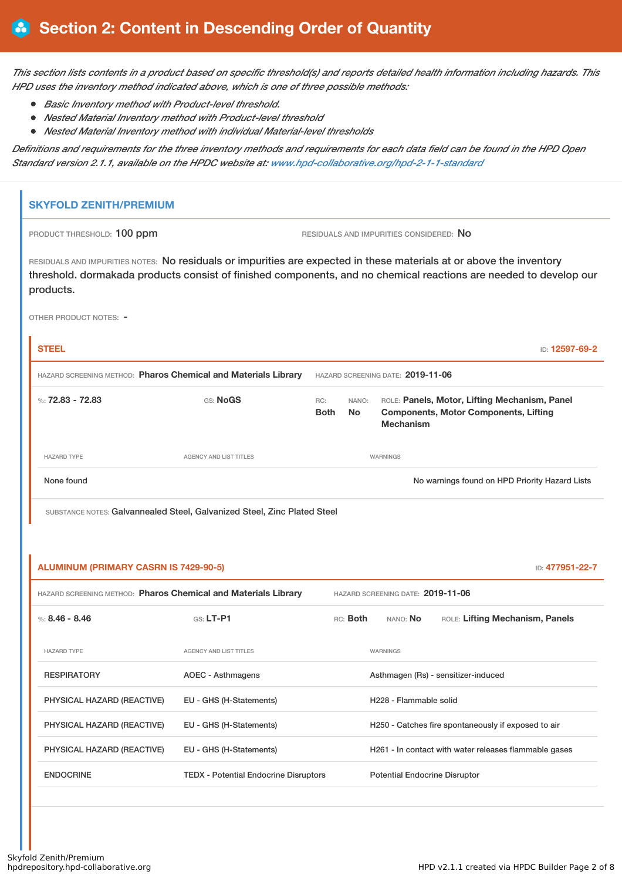# Section 2: Content in Descending Order of Quantity

*This section lists contents in a product based on specific threshold(s) and reports detailed health information including hazards. This HPD uses the inventory method indicated above, which is one of three possible methods:*

- *Basic Inventory method with Product-level threshold.*
- *Nested Material Inventory method with Product-level threshold*
- *Nested Material Inventory method with individual Material-level thresholds*

*Definitions and requirements for the three inventory methods and requirements for each data field can be found in the HPD Open Standard version 2.1.1, available on the HPDC website at: www.hpd-collaborative.org/hpd-2-1-1-standard*

## SKYFOLD ZENITH/PREMIUM

PRODUCT THRESHOLD: **100 ppm**

RESIDUALS AND IMPURITIES CONSIDERED: **No**

RESIDUALS AND IMPURITIES NOTES: No residuals or impurities are expected in these materials at or above the inventory threshold. dormakada products consist of finished components, and no chemical reactions are needed to develop our products.

OTHER PRODUCT NOTES: -

### STEEL

ID: **12597-69-2**

HAZARD SCREENING METHOD: **Pharos Chemical and Materials Library**
HAZARD SCREENING DATE: **2019-11-06**

%: **72.83 - 72.83** | GS: **NoGS** | RC: **Both** | NANO: **No** | ROLE: **Panels, Motor, Lifting Mechanism, Panel Components, Motor Components, Lifting Mechanism**

| HAZARD TYPE | AGENCY AND LIST TITLES | WARNINGS |
|---|---|---|
| None found | | No warnings found on HPD Priority Hazard Lists |

SUBSTANCE NOTES: Galvannealed Steel, Galvanized Steel, Zinc Plated Steel

### ALUMINUM (PRIMARY CASRN IS 7429-90-5)

ID: **477951-22-7**

HAZARD SCREENING METHOD: **Pharos Chemical and Materials Library**
HAZARD SCREENING DATE: **2019-11-06**

%: **8.46 - 8.46** | GS: **LT-P1** | RC: **Both** | NANO: **No** | ROLE: **Lifting Mechanism, Panels**

| HAZARD TYPE | AGENCY AND LIST TITLES | WARNINGS |
|---|---|---|
| RESPIRATORY | AOEC - Asthmagens | Asthmagen (Rs) - sensitizer-induced |
| PHYSICAL HAZARD (REACTIVE) | EU - GHS (H-Statements) | H228 - Flammable solid |
| PHYSICAL HAZARD (REACTIVE) | EU - GHS (H-Statements) | H250 - Catches fire spontaneously if exposed to air |
| PHYSICAL HAZARD (REACTIVE) | EU - GHS (H-Statements) | H261 - In contact with water releases flammable gases |
| ENDOCRINE | TEDX - Potential Endocrine Disruptors | Potential Endocrine Disruptor |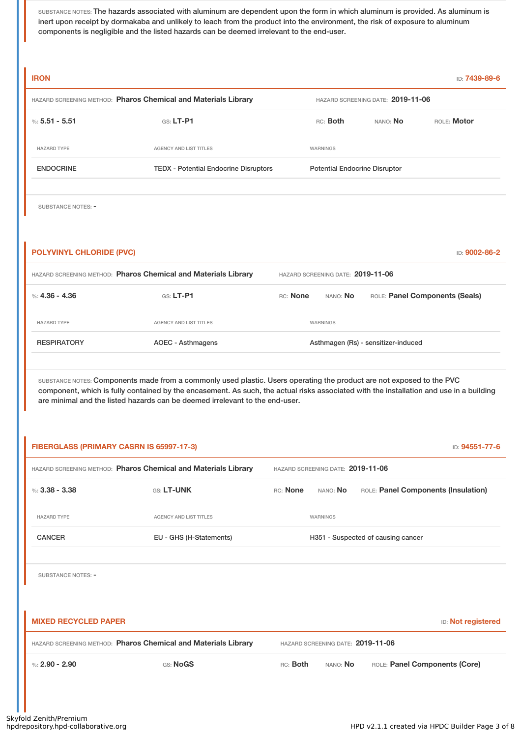SUBSTANCE NOTES: The hazards associated with aluminum are dependent upon the form in which aluminum is provided. As aluminum is inert upon receipt by dormakaba and unlikely to leach from the product into the environment, the risk of exposure to aluminum components is negligible and the listed hazards can be deemed irrelevant to the end-user.

## IRON

ID: 7439-89-6

HAZARD SCREENING METHOD: **Pharos Chemical and Materials Library** HAZARD SCREENING DATE: **2019-11-06**

%: **5.51 - 5.51** GS: **LT-P1** RC: **Both** NANO: **No** ROLE: **Motor**

| HAZARD TYPE | AGENCY AND LIST TITLES | WARNINGS |
|---|---|---|
| ENDOCRINE | TEDX - Potential Endocrine Disruptors | Potential Endocrine Disruptor |

SUBSTANCE NOTES: -

## POLYVINYL CHLORIDE (PVC)

ID: 9002-86-2

HAZARD SCREENING METHOD: **Pharos Chemical and Materials Library** HAZARD SCREENING DATE: **2019-11-06**

%: **4.36 - 4.36** GS: **LT-P1** RC: **None** NANO: **No** ROLE: **Panel Components (Seals)**

| HAZARD TYPE | AGENCY AND LIST TITLES | WARNINGS |
|---|---|---|
| RESPIRATORY | AOEC - Asthmagens | Asthmagen (Rs) - sensitizer-induced |

SUBSTANCE NOTES: Components made from a commonly used plastic. Users operating the product are not exposed to the PVC component, which is fully contained by the encasement. As such, the actual risks associated with the installation and use in a building are minimal and the listed hazards can be deemed irrelevant to the end-user.

## FIBERGLASS (PRIMARY CASRN IS 65997-17-3)

ID: 94551-77-6

HAZARD SCREENING METHOD: **Pharos Chemical and Materials Library** HAZARD SCREENING DATE: **2019-11-06**

%: **3.38 - 3.38** GS: **LT-UNK** RC: **None** NANO: **No** ROLE: **Panel Components (Insulation)**

| HAZARD TYPE | AGENCY AND LIST TITLES | WARNINGS |
|---|---|---|
| CANCER | EU - GHS (H-Statements) | H351 - Suspected of causing cancer |

SUBSTANCE NOTES: -

## MIXED RECYCLED PAPER

ID: Not registered

HAZARD SCREENING METHOD: **Pharos Chemical and Materials Library** HAZARD SCREENING DATE: **2019-11-06**

%: **2.90 - 2.90** GS: **NoGS** RC: **Both** NANO: **No** ROLE: **Panel Components (Core)**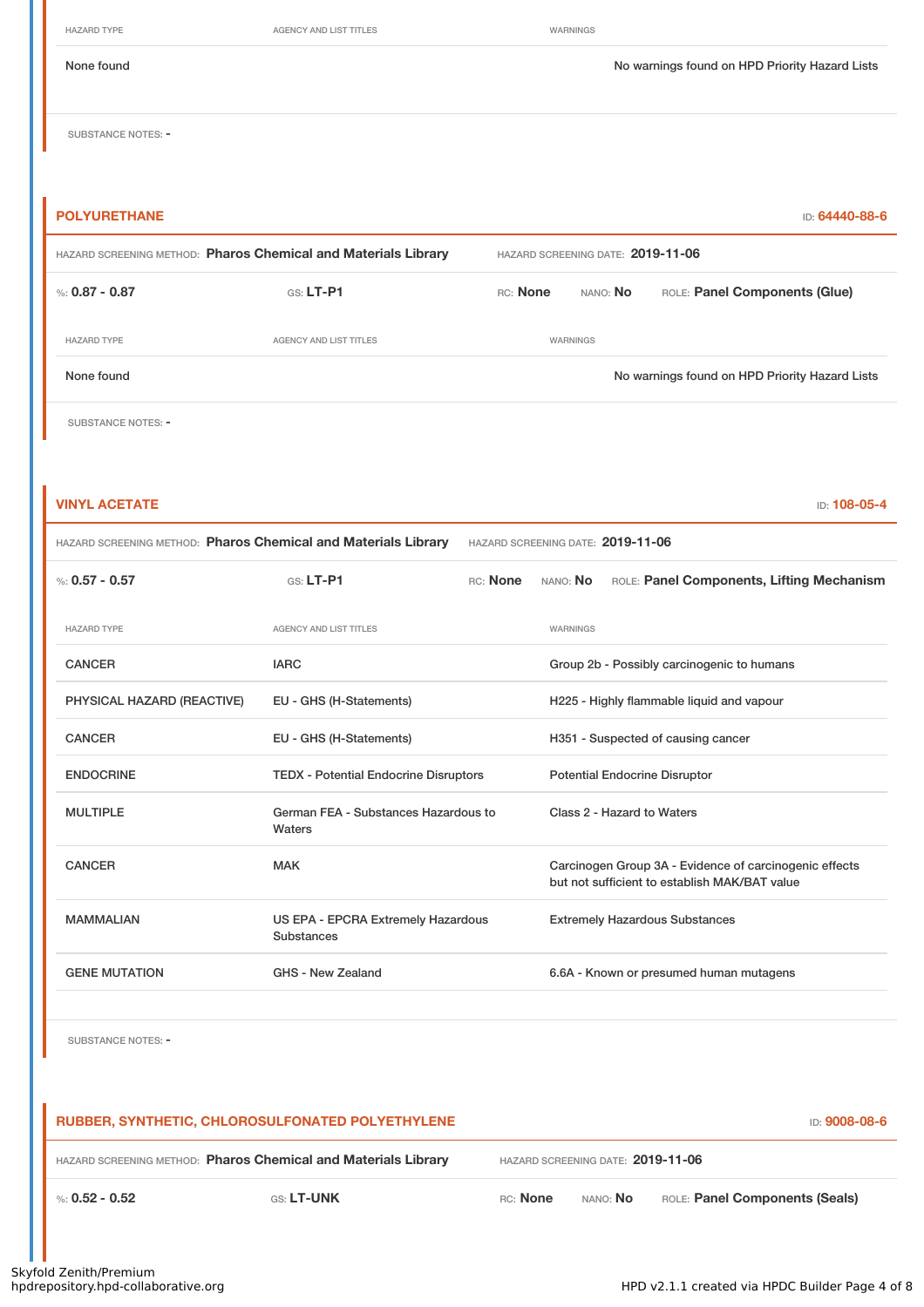| HAZARD TYPE | AGENCY AND LIST TITLES | WARNINGS |
|---|---|---|
| None found | | No warnings found on HPD Priority Hazard Lists |

SUBSTANCE NOTES: -

## POLYURETHANE

ID: 64440-88-6

HAZARD SCREENING METHOD: **Pharos Chemical and Materials Library** HAZARD SCREENING DATE: **2019-11-06**

%: **0.87 - 0.87** GS: **LT-P1** RC: **None** NANO: **No** ROLE: **Panel Components (Glue)**

| HAZARD TYPE | AGENCY AND LIST TITLES | WARNINGS |
|---|---|---|
| None found | | No warnings found on HPD Priority Hazard Lists |

SUBSTANCE NOTES: -

## VINYL ACETATE

ID: 108-05-4

HAZARD SCREENING METHOD: **Pharos Chemical and Materials Library** HAZARD SCREENING DATE: **2019-11-06**

%: **0.57 - 0.57** GS: **LT-P1** RC: **None** NANO: **No** ROLE: **Panel Components, Lifting Mechanism**

| HAZARD TYPE | AGENCY AND LIST TITLES | WARNINGS |
|---|---|---|
| CANCER | IARC | Group 2b - Possibly carcinogenic to humans |
| PHYSICAL HAZARD (REACTIVE) | EU - GHS (H-Statements) | H225 - Highly flammable liquid and vapour |
| CANCER | EU - GHS (H-Statements) | H351 - Suspected of causing cancer |
| ENDOCRINE | TEDX - Potential Endocrine Disruptors | Potential Endocrine Disruptor |
| MULTIPLE | German FEA - Substances Hazardous to Waters | Class 2 - Hazard to Waters |
| CANCER | MAK | Carcinogen Group 3A - Evidence of carcinogenic effects but not sufficient to establish MAK/BAT value |
| MAMMALIAN | US EPA - EPCRA Extremely Hazardous Substances | Extremely Hazardous Substances |
| GENE MUTATION | GHS - New Zealand | 6.6A - Known or presumed human mutagens |

SUBSTANCE NOTES: -

## RUBBER, SYNTHETIC, CHLOROSULFONATED POLYETHYLENE

ID: 9008-08-6

HAZARD SCREENING METHOD: **Pharos Chemical and Materials Library** HAZARD SCREENING DATE: **2019-11-06**

%: **0.52 - 0.52** GS: **LT-UNK** RC: **None** NANO: **No** ROLE: **Panel Components (Seals)**

Skyfold Zenith/Premium
hpdrepository.hpd-collaborative.org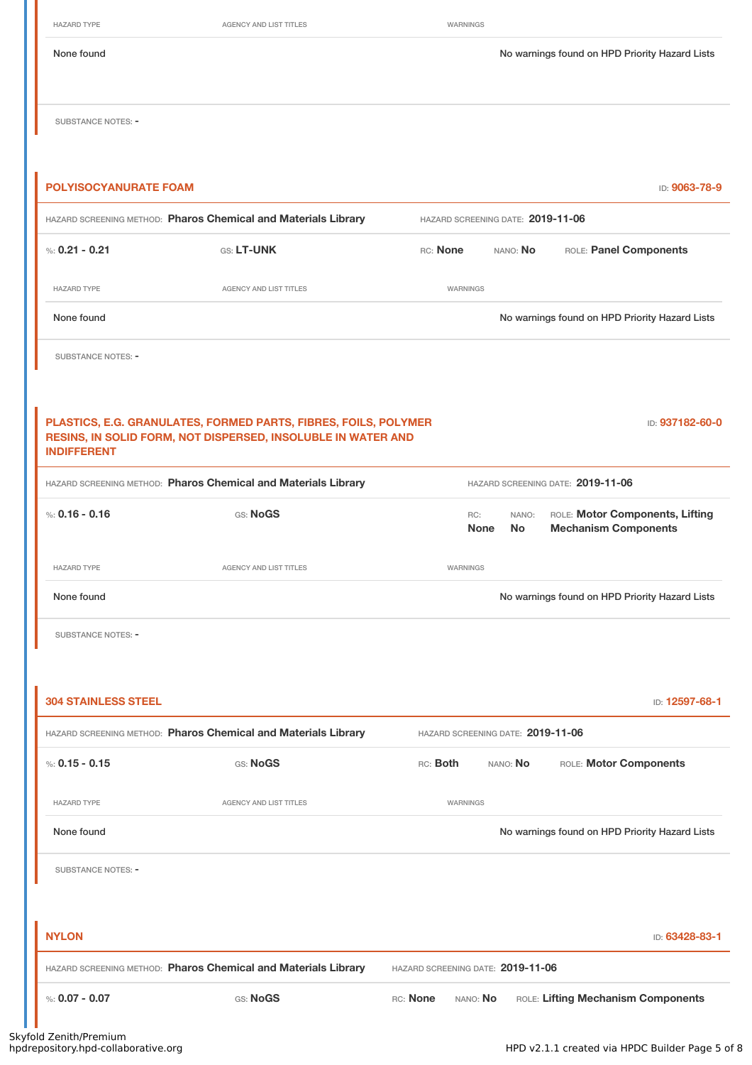| HAZARD TYPE | AGENCY AND LIST TITLES | WARNINGS |
|---|---|---|
| None found | | No warnings found on HPD Priority Hazard Lists |

SUBSTANCE NOTES: -

### POLYISOCYANURATE FOAM

ID: **9063-78-9**

HAZARD SCREENING METHOD: **Pharos Chemical and Materials Library** HAZARD SCREENING DATE: **2019-11-06**

%: **0.21 - 0.21** GS: **LT-UNK** RC: **None** NANO: **No** ROLE: **Panel Components**

| HAZARD TYPE | AGENCY AND LIST TITLES | WARNINGS |
|---|---|---|
| None found | | No warnings found on HPD Priority Hazard Lists |

SUBSTANCE NOTES: -

### PLASTICS, E.G. GRANULATES, FORMED PARTS, FIBRES, FOILS, POLYMER RESINS, IN SOLID FORM, NOT DISPERSED, INSOLUBLE IN WATER AND INDIFFERENT

ID: **937182-60-0**

HAZARD SCREENING METHOD: **Pharos Chemical and Materials Library** HAZARD SCREENING DATE: **2019-11-06**

%: **0.16 - 0.16** GS: **NoGS** RC: **None** NANO: **No** ROLE: **Motor Components, Lifting Mechanism Components**

| HAZARD TYPE | AGENCY AND LIST TITLES | WARNINGS |
|---|---|---|
| None found | | No warnings found on HPD Priority Hazard Lists |

SUBSTANCE NOTES: -

### 304 STAINLESS STEEL

ID: **12597-68-1**

HAZARD SCREENING METHOD: **Pharos Chemical and Materials Library** HAZARD SCREENING DATE: **2019-11-06**

%: **0.15 - 0.15** GS: **NoGS** RC: **Both** NANO: **No** ROLE: **Motor Components**

| HAZARD TYPE | AGENCY AND LIST TITLES | WARNINGS |
|---|---|---|
| None found | | No warnings found on HPD Priority Hazard Lists |

SUBSTANCE NOTES: -

### NYLON

ID: **63428-83-1**

HAZARD SCREENING METHOD: **Pharos Chemical and Materials Library** HAZARD SCREENING DATE: **2019-11-06**

%: **0.07 - 0.07** GS: **NoGS** RC: **None** NANO: **No** ROLE: **Lifting Mechanism Components**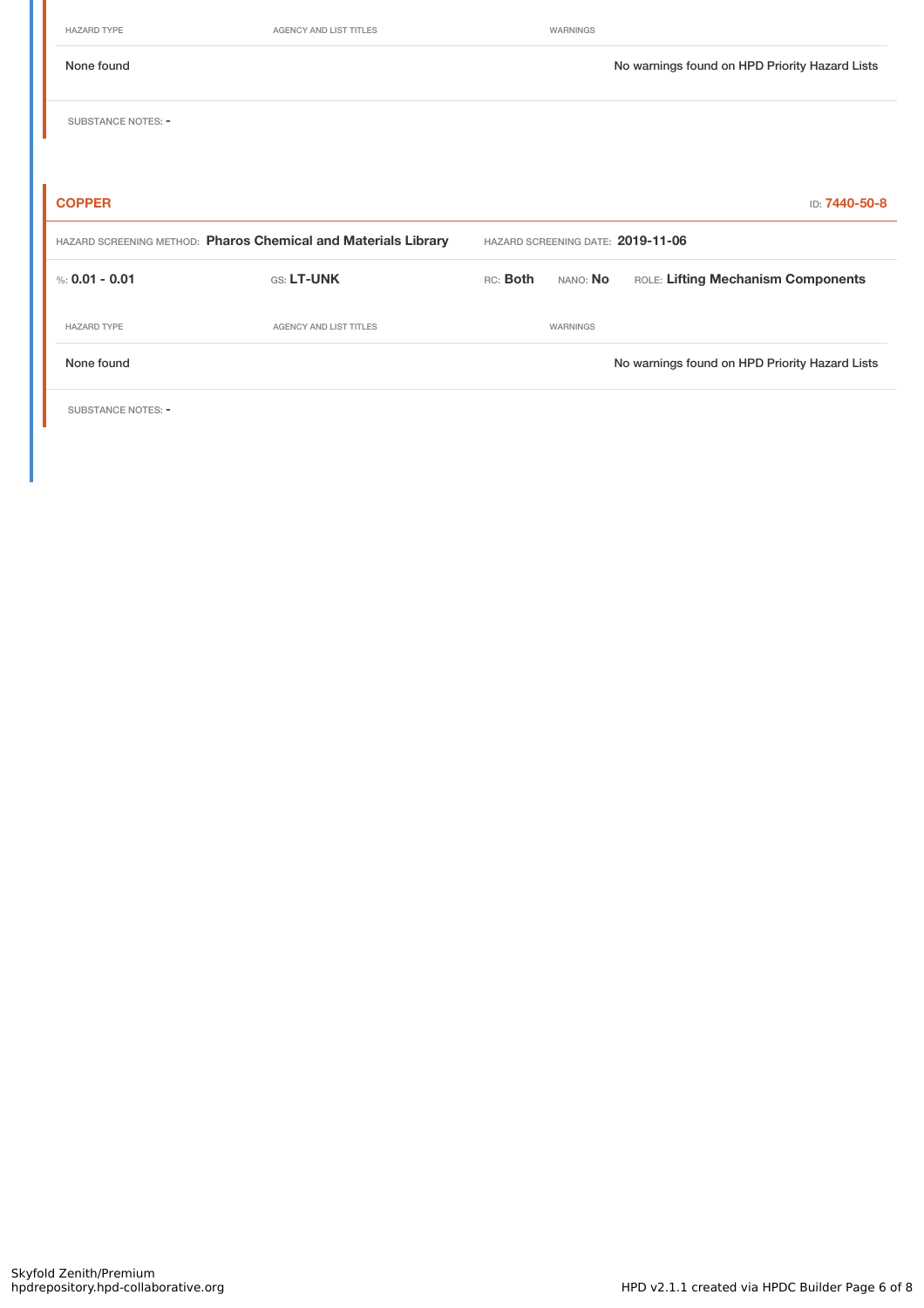| HAZARD TYPE | AGENCY AND LIST TITLES | WARNINGS |
| --- | --- | --- |
| None found | | No warnings found on HPD Priority Hazard Lists |

SUBSTANCE NOTES: -

### COPPER

ID: 7440-50-8

HAZARD SCREENING METHOD: **Pharos Chemical and Materials Library** HAZARD SCREENING DATE: **2019-11-06**

%: **0.01 - 0.01** GS: **LT-UNK** RC: **Both** NANO: **No** ROLE: **Lifting Mechanism Components**

| HAZARD TYPE | AGENCY AND LIST TITLES | WARNINGS |
| --- | --- | --- |
| None found | | No warnings found on HPD Priority Hazard Lists |

SUBSTANCE NOTES: -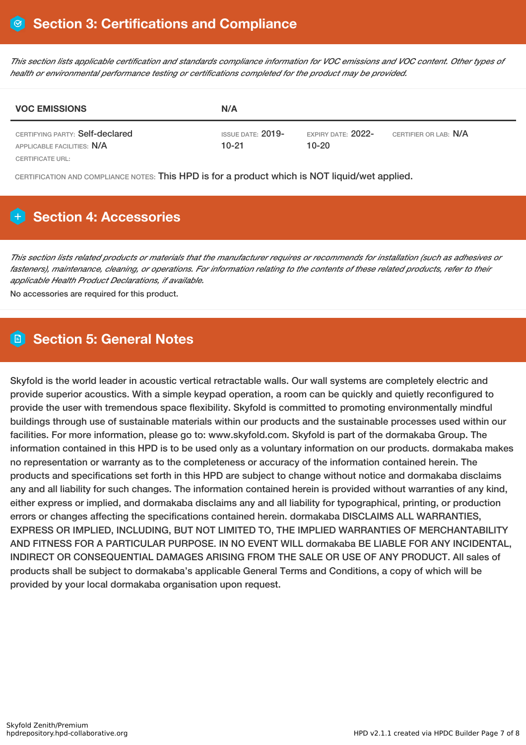## Section 3: Certifications and Compliance

*This section lists applicable certification and standards compliance information for VOC emissions and VOC content. Other types of health or environmental performance testing or certifications completed for the product may be provided.*

| VOC EMISSIONS | N/A | | |
|---|---|---|---|
| CERTIFYING PARTY: Self-declared<br>APPLICABLE FACILITIES: N/A<br>CERTIFICATE URL: | ISSUE DATE: 2019-10-21 | EXPIRY DATE: 2022-10-20 | CERTIFIER OR LAB: N/A |

CERTIFICATION AND COMPLIANCE NOTES: This HPD is for a product which is NOT liquid/wet applied.

## Section 4: Accessories

*This section lists related products or materials that the manufacturer requires or recommends for installation (such as adhesives or fasteners), maintenance, cleaning, or operations. For information relating to the contents of these related products, refer to their applicable Health Product Declarations, if available.*

No accessories are required for this product.

## Section 5: General Notes

Skyfold is the world leader in acoustic vertical retractable walls. Our wall systems are completely electric and provide superior acoustics. With a simple keypad operation, a room can be quickly and quietly reconfigured to provide the user with tremendous space flexibility. Skyfold is committed to promoting environmentally mindful buildings through use of sustainable materials within our products and the sustainable processes used within our facilities. For more information, please go to: www.skyfold.com. Skyfold is part of the dormakaba Group. The information contained in this HPD is to be used only as a voluntary information on our products. dormakaba makes no representation or warranty as to the completeness or accuracy of the information contained herein. The products and specifications set forth in this HPD are subject to change without notice and dormakaba disclaims any and all liability for such changes. The information contained herein is provided without warranties of any kind, either express or implied, and dormakaba disclaims any and all liability for typographical, printing, or production errors or changes affecting the specifications contained herein. dormakaba DISCLAIMS ALL WARRANTIES, EXPRESS OR IMPLIED, INCLUDING, BUT NOT LIMITED TO, THE IMPLIED WARRANTIES OF MERCHANTABILITY AND FITNESS FOR A PARTICULAR PURPOSE. IN NO EVENT WILL dormakaba BE LIABLE FOR ANY INCIDENTAL, INDIRECT OR CONSEQUENTIAL DAMAGES ARISING FROM THE SALE OR USE OF ANY PRODUCT. All sales of products shall be subject to dormakaba's applicable General Terms and Conditions, a copy of which will be provided by your local dormakaba organisation upon request.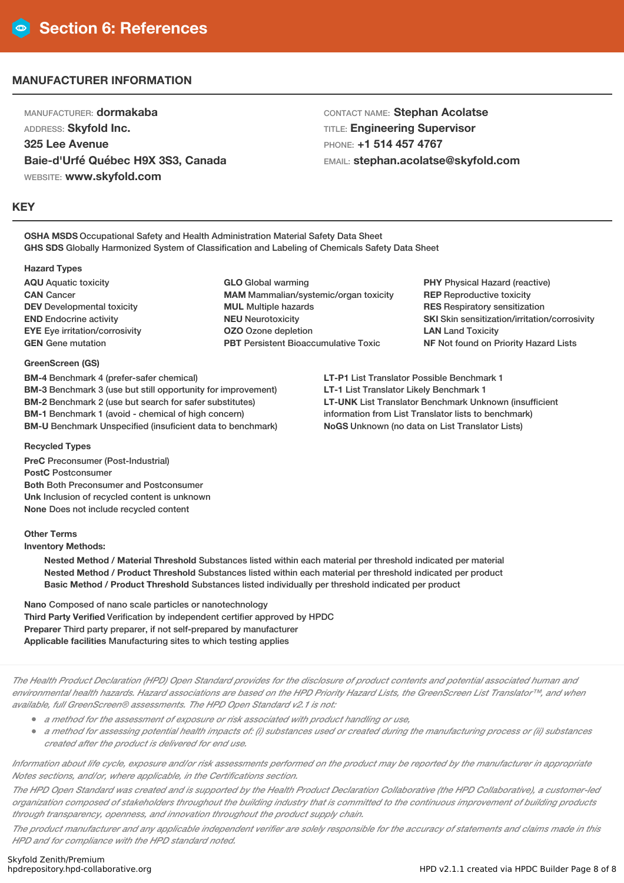# Section 6: References

## MANUFACTURER INFORMATION

MANUFACTURER: **dormakaba**
ADDRESS: **Skyfold Inc.**
**325 Lee Avenue**
**Baie-d'Urfé Québec H9X 3S3, Canada**
WEBSITE: **www.skyfold.com**

CONTACT NAME: **Stephan Acolatse**
TITLE: **Engineering Supervisor**
PHONE: **+1 514 457 4767**
EMAIL: **stephan.acolatse@skyfold.com**

## KEY

**OSHA MSDS** Occupational Safety and Health Administration Material Safety Data Sheet
**GHS SDS** Globally Harmonized System of Classification and Labeling of Chemicals Safety Data Sheet

**Hazard Types**

**AQU** Aquatic toxicity
**CAN** Cancer
**DEV** Developmental toxicity
**END** Endocrine activity
**EYE** Eye irritation/corrosivity
**GEN** Gene mutation
**GLO** Global warming
**MAM** Mammalian/systemic/organ toxicity
**MUL** Multiple hazards
**NEU** Neurotoxicity
**OZO** Ozone depletion
**PBT** Persistent Bioaccumulative Toxic
**PHY** Physical Hazard (reactive)
**REP** Reproductive toxicity
**RES** Respiratory sensitization
**SKI** Skin sensitization/irritation/corrosivity
**LAN** Land Toxicity
**NF** Not found on Priority Hazard Lists

**GreenScreen (GS)**

**BM-4** Benchmark 4 (prefer-safer chemical)
**BM-3** Benchmark 3 (use but still opportunity for improvement)
**BM-2** Benchmark 2 (use but search for safer substitutes)
**BM-1** Benchmark 1 (avoid - chemical of high concern)
**BM-U** Benchmark Unspecified (insuficient data to benchmark)
**LT-P1** List Translator Possible Benchmark 1
**LT-1** List Translator Likely Benchmark 1
**LT-UNK** List Translator Benchmark Unknown (insufficient information from List Translator lists to benchmark)
**NoGS** Unknown (no data on List Translator Lists)

**Recycled Types**

**PreC** Preconsumer (Post-Industrial)
**PostC** Postconsumer
**Both** Both Preconsumer and Postconsumer
**Unk** Inclusion of recycled content is unknown
**None** Does not include recycled content

**Other Terms**
**Inventory Methods:**

- **Nested Method / Material Threshold** Substances listed within each material per threshold indicated per material
- **Nested Method / Product Threshold** Substances listed within each material per threshold indicated per product
- **Basic Method / Product Threshold** Substances listed individually per threshold indicated per product

**Nano** Composed of nano scale particles or nanotechnology
**Third Party Verified** Verification by independent certifier approved by HPDC
**Preparer** Third party preparer, if not self-prepared by manufacturer
**Applicable facilities** Manufacturing sites to which testing applies

*The Health Product Declaration (HPD) Open Standard provides for the disclosure of product contents and potential associated human and environmental health hazards. Hazard associations are based on the HPD Priority Hazard Lists, the GreenScreen List Translator™, and when available, full GreenScreen® assessments. The HPD Open Standard v2.1 is not:*

- *a method for the assessment of exposure or risk associated with product handling or use,*
- *a method for assessing potential health impacts of: (i) substances used or created during the manufacturing process or (ii) substances created after the product is delivered for end use.*

*Information about life cycle, exposure and/or risk assessments performed on the product may be reported by the manufacturer in appropriate Notes sections, and/or, where applicable, in the Certifications section.*

*The HPD Open Standard was created and is supported by the Health Product Declaration Collaborative (the HPD Collaborative), a customer-led organization composed of stakeholders throughout the building industry that is committed to the continuous improvement of building products through transparency, openness, and innovation throughout the product supply chain.*

*The product manufacturer and any applicable independent verifier are solely responsible for the accuracy of statements and claims made in this HPD and for compliance with the HPD standard noted.*